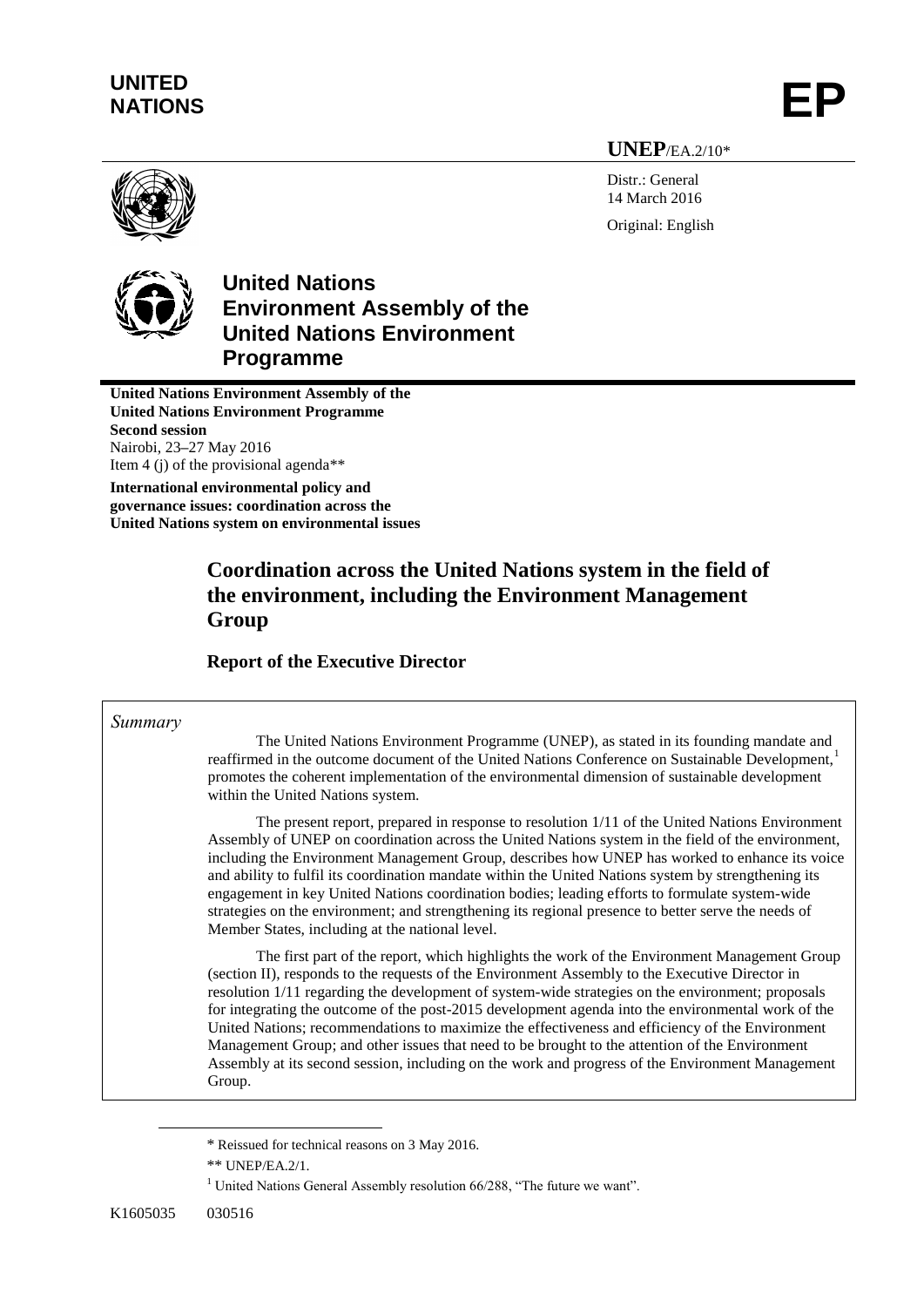**UNITED NATIONS**

# EP

**UNEP**/EA.2/10*

Distr.: General
14 March 2016

Original: English

## United Nations Environment Assembly of the United Nations Environment Programme

**United Nations Environment Assembly of the United Nations Environment Programme**
**Second session**
Nairobi, 23–27 May 2016
Item 4 (j) of the provisional agenda**

**International environmental policy and governance issues: coordination across the United Nations system on environmental issues**

# Coordination across the United Nations system in the field of the environment, including the Environment Management Group

## Report of the Executive Director

*Summary*

The United Nations Environment Programme (UNEP), as stated in its founding mandate and reaffirmed in the outcome document of the United Nations Conference on Sustainable Development,[1] promotes the coherent implementation of the environmental dimension of sustainable development within the United Nations system.

The present report, prepared in response to resolution 1/11 of the United Nations Environment Assembly of UNEP on coordination across the United Nations system in the field of the environment, including the Environment Management Group, describes how UNEP has worked to enhance its voice and ability to fulfil its coordination mandate within the United Nations system by strengthening its engagement in key United Nations coordination bodies; leading efforts to formulate system-wide strategies on the environment; and strengthening its regional presence to better serve the needs of Member States, including at the national level.

The first part of the report, which highlights the work of the Environment Management Group (section II), responds to the requests of the Environment Assembly to the Executive Director in resolution 1/11 regarding the development of system-wide strategies on the environment; proposals for integrating the outcome of the post-2015 development agenda into the environmental work of the United Nations; recommendations to maximize the effectiveness and efficiency of the Environment Management Group; and other issues that need to be brought to the attention of the Environment Assembly at its second session, including on the work and progress of the Environment Management Group.

\* Reissued for technical reasons on 3 May 2016.

\*\* UNEP/EA.2/1.

[1] United Nations General Assembly resolution 66/288, "The future we want".

K1605035 030516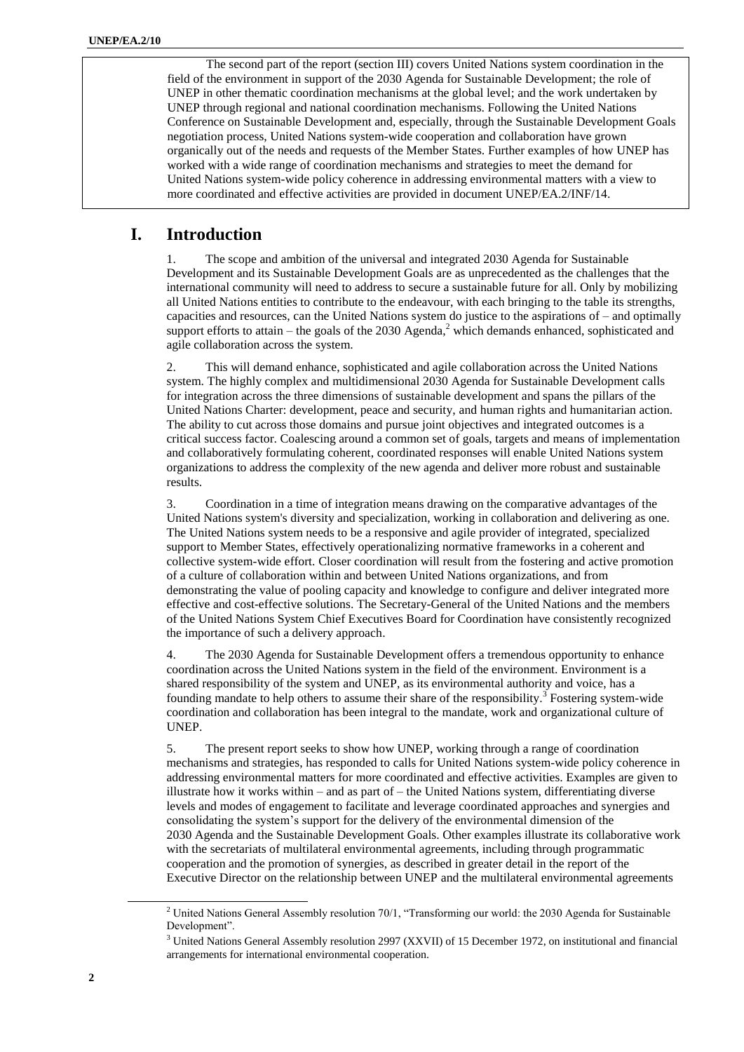The second part of the report (section III) covers United Nations system coordination in the field of the environment in support of the 2030 Agenda for Sustainable Development; the role of UNEP in other thematic coordination mechanisms at the global level; and the work undertaken by UNEP through regional and national coordination mechanisms. Following the United Nations Conference on Sustainable Development and, especially, through the Sustainable Development Goals negotiation process, United Nations system-wide cooperation and collaboration have grown organically out of the needs and requests of the Member States. Further examples of how UNEP has worked with a wide range of coordination mechanisms and strategies to meet the demand for United Nations system-wide policy coherence in addressing environmental matters with a view to more coordinated and effective activities are provided in document UNEP/EA.2/INF/14.

# I. Introduction

1. The scope and ambition of the universal and integrated 2030 Agenda for Sustainable Development and its Sustainable Development Goals are as unprecedented as the challenges that the international community will need to address to secure a sustainable future for all. Only by mobilizing all United Nations entities to contribute to the endeavour, with each bringing to the table its strengths, capacities and resources, can the United Nations system do justice to the aspirations of – and optimally support efforts to attain – the goals of the 2030 Agenda,[2] which demands enhanced, sophisticated and agile collaboration across the system.

2. This will demand enhance, sophisticated and agile collaboration across the United Nations system. The highly complex and multidimensional 2030 Agenda for Sustainable Development calls for integration across the three dimensions of sustainable development and spans the pillars of the United Nations Charter: development, peace and security, and human rights and humanitarian action. The ability to cut across those domains and pursue joint objectives and integrated outcomes is a critical success factor. Coalescing around a common set of goals, targets and means of implementation and collaboratively formulating coherent, coordinated responses will enable United Nations system organizations to address the complexity of the new agenda and deliver more robust and sustainable results.

3. Coordination in a time of integration means drawing on the comparative advantages of the United Nations system's diversity and specialization, working in collaboration and delivering as one. The United Nations system needs to be a responsive and agile provider of integrated, specialized support to Member States, effectively operationalizing normative frameworks in a coherent and collective system-wide effort. Closer coordination will result from the fostering and active promotion of a culture of collaboration within and between United Nations organizations, and from demonstrating the value of pooling capacity and knowledge to configure and deliver integrated more effective and cost-effective solutions. The Secretary-General of the United Nations and the members of the United Nations System Chief Executives Board for Coordination have consistently recognized the importance of such a delivery approach.

4. The 2030 Agenda for Sustainable Development offers a tremendous opportunity to enhance coordination across the United Nations system in the field of the environment. Environment is a shared responsibility of the system and UNEP, as its environmental authority and voice, has a founding mandate to help others to assume their share of the responsibility.[3] Fostering system-wide coordination and collaboration has been integral to the mandate, work and organizational culture of UNEP.

5. The present report seeks to show how UNEP, working through a range of coordination mechanisms and strategies, has responded to calls for United Nations system-wide policy coherence in addressing environmental matters for more coordinated and effective activities. Examples are given to illustrate how it works within – and as part of – the United Nations system, differentiating diverse levels and modes of engagement to facilitate and leverage coordinated approaches and synergies and consolidating the system's support for the delivery of the environmental dimension of the 2030 Agenda and the Sustainable Development Goals. Other examples illustrate its collaborative work with the secretariats of multilateral environmental agreements, including through programmatic cooperation and the promotion of synergies, as described in greater detail in the report of the Executive Director on the relationship between UNEP and the multilateral environmental agreements

---

[2] United Nations General Assembly resolution 70/1, "Transforming our world: the 2030 Agenda for Sustainable Development".

[3] United Nations General Assembly resolution 2997 (XXVII) of 15 December 1972, on institutional and financial arrangements for international environmental cooperation.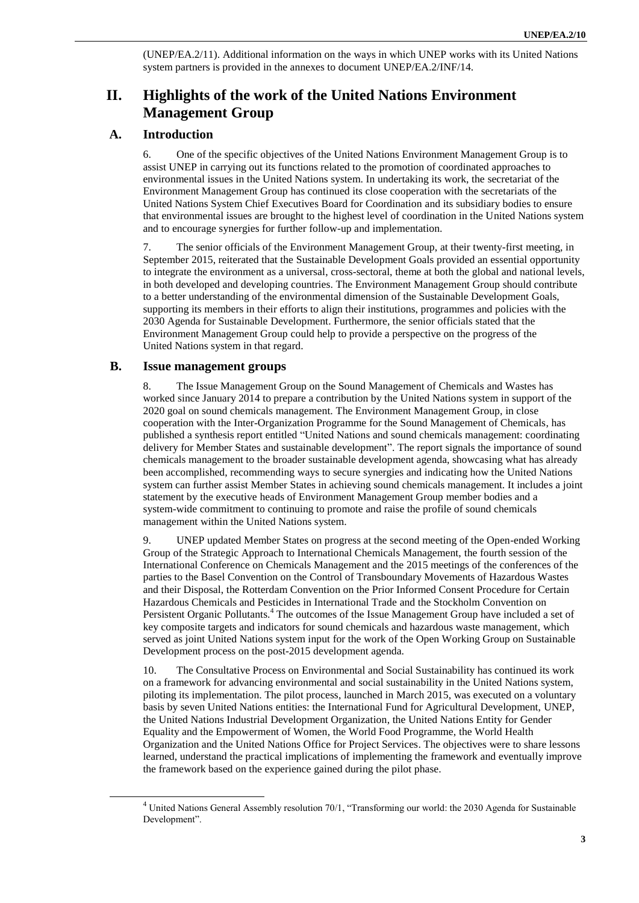(UNEP/EA.2/11). Additional information on the ways in which UNEP works with its United Nations system partners is provided in the annexes to document UNEP/EA.2/INF/14.

# II. Highlights of the work of the United Nations Environment Management Group

## A. Introduction

6. One of the specific objectives of the United Nations Environment Management Group is to assist UNEP in carrying out its functions related to the promotion of coordinated approaches to environmental issues in the United Nations system. In undertaking its work, the secretariat of the Environment Management Group has continued its close cooperation with the secretariats of the United Nations System Chief Executives Board for Coordination and its subsidiary bodies to ensure that environmental issues are brought to the highest level of coordination in the United Nations system and to encourage synergies for further follow-up and implementation.

7. The senior officials of the Environment Management Group, at their twenty-first meeting, in September 2015, reiterated that the Sustainable Development Goals provided an essential opportunity to integrate the environment as a universal, cross-sectoral, theme at both the global and national levels, in both developed and developing countries. The Environment Management Group should contribute to a better understanding of the environmental dimension of the Sustainable Development Goals, supporting its members in their efforts to align their institutions, programmes and policies with the 2030 Agenda for Sustainable Development. Furthermore, the senior officials stated that the Environment Management Group could help to provide a perspective on the progress of the United Nations system in that regard.

## B. Issue management groups

8. The Issue Management Group on the Sound Management of Chemicals and Wastes has worked since January 2014 to prepare a contribution by the United Nations system in support of the 2020 goal on sound chemicals management. The Environment Management Group, in close cooperation with the Inter-Organization Programme for the Sound Management of Chemicals, has published a synthesis report entitled "United Nations and sound chemicals management: coordinating delivery for Member States and sustainable development". The report signals the importance of sound chemicals management to the broader sustainable development agenda, showcasing what has already been accomplished, recommending ways to secure synergies and indicating how the United Nations system can further assist Member States in achieving sound chemicals management. It includes a joint statement by the executive heads of Environment Management Group member bodies and a system-wide commitment to continuing to promote and raise the profile of sound chemicals management within the United Nations system.

9. UNEP updated Member States on progress at the second meeting of the Open-ended Working Group of the Strategic Approach to International Chemicals Management, the fourth session of the International Conference on Chemicals Management and the 2015 meetings of the conferences of the parties to the Basel Convention on the Control of Transboundary Movements of Hazardous Wastes and their Disposal, the Rotterdam Convention on the Prior Informed Consent Procedure for Certain Hazardous Chemicals and Pesticides in International Trade and the Stockholm Convention on Persistent Organic Pollutants.[4] The outcomes of the Issue Management Group have included a set of key composite targets and indicators for sound chemicals and hazardous waste management, which served as joint United Nations system input for the work of the Open Working Group on Sustainable Development process on the post-2015 development agenda.

10. The Consultative Process on Environmental and Social Sustainability has continued its work on a framework for advancing environmental and social sustainability in the United Nations system, piloting its implementation. The pilot process, launched in March 2015, was executed on a voluntary basis by seven United Nations entities: the International Fund for Agricultural Development, UNEP, the United Nations Industrial Development Organization, the United Nations Entity for Gender Equality and the Empowerment of Women, the World Food Programme, the World Health Organization and the United Nations Office for Project Services. The objectives were to share lessons learned, understand the practical implications of implementing the framework and eventually improve the framework based on the experience gained during the pilot phase.

[4] United Nations General Assembly resolution 70/1, "Transforming our world: the 2030 Agenda for Sustainable Development".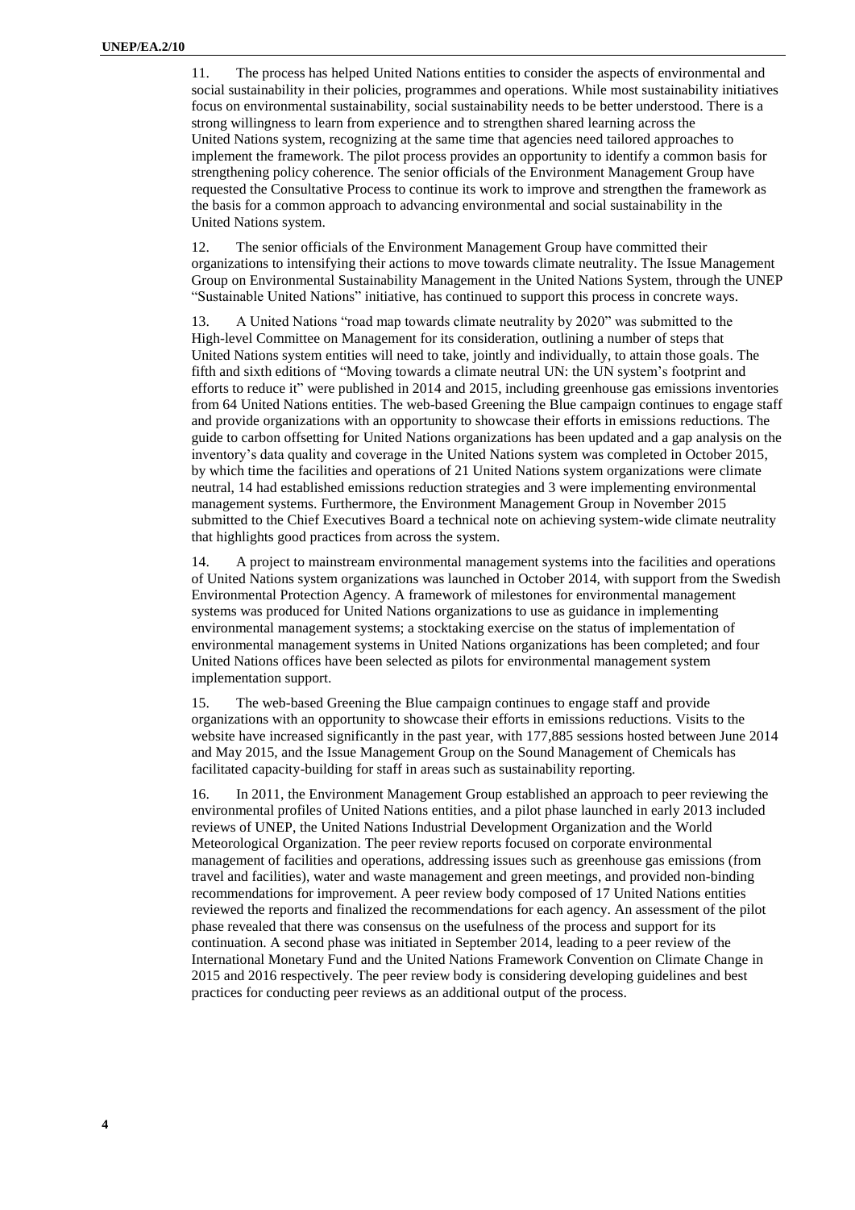11. The process has helped United Nations entities to consider the aspects of environmental and social sustainability in their policies, programmes and operations. While most sustainability initiatives focus on environmental sustainability, social sustainability needs to be better understood. There is a strong willingness to learn from experience and to strengthen shared learning across the United Nations system, recognizing at the same time that agencies need tailored approaches to implement the framework. The pilot process provides an opportunity to identify a common basis for strengthening policy coherence. The senior officials of the Environment Management Group have requested the Consultative Process to continue its work to improve and strengthen the framework as the basis for a common approach to advancing environmental and social sustainability in the United Nations system.

12. The senior officials of the Environment Management Group have committed their organizations to intensifying their actions to move towards climate neutrality. The Issue Management Group on Environmental Sustainability Management in the United Nations System, through the UNEP "Sustainable United Nations" initiative, has continued to support this process in concrete ways.

13. A United Nations "road map towards climate neutrality by 2020" was submitted to the High-level Committee on Management for its consideration, outlining a number of steps that United Nations system entities will need to take, jointly and individually, to attain those goals. The fifth and sixth editions of "Moving towards a climate neutral UN: the UN system's footprint and efforts to reduce it" were published in 2014 and 2015, including greenhouse gas emissions inventories from 64 United Nations entities. The web-based Greening the Blue campaign continues to engage staff and provide organizations with an opportunity to showcase their efforts in emissions reductions. The guide to carbon offsetting for United Nations organizations has been updated and a gap analysis on the inventory's data quality and coverage in the United Nations system was completed in October 2015, by which time the facilities and operations of 21 United Nations system organizations were climate neutral, 14 had established emissions reduction strategies and 3 were implementing environmental management systems. Furthermore, the Environment Management Group in November 2015 submitted to the Chief Executives Board a technical note on achieving system-wide climate neutrality that highlights good practices from across the system.

14. A project to mainstream environmental management systems into the facilities and operations of United Nations system organizations was launched in October 2014, with support from the Swedish Environmental Protection Agency. A framework of milestones for environmental management systems was produced for United Nations organizations to use as guidance in implementing environmental management systems; a stocktaking exercise on the status of implementation of environmental management systems in United Nations organizations has been completed; and four United Nations offices have been selected as pilots for environmental management system implementation support.

15. The web-based Greening the Blue campaign continues to engage staff and provide organizations with an opportunity to showcase their efforts in emissions reductions. Visits to the website have increased significantly in the past year, with 177,885 sessions hosted between June 2014 and May 2015, and the Issue Management Group on the Sound Management of Chemicals has facilitated capacity-building for staff in areas such as sustainability reporting.

16. In 2011, the Environment Management Group established an approach to peer reviewing the environmental profiles of United Nations entities, and a pilot phase launched in early 2013 included reviews of UNEP, the United Nations Industrial Development Organization and the World Meteorological Organization. The peer review reports focused on corporate environmental management of facilities and operations, addressing issues such as greenhouse gas emissions (from travel and facilities), water and waste management and green meetings, and provided non-binding recommendations for improvement. A peer review body composed of 17 United Nations entities reviewed the reports and finalized the recommendations for each agency. An assessment of the pilot phase revealed that there was consensus on the usefulness of the process and support for its continuation. A second phase was initiated in September 2014, leading to a peer review of the International Monetary Fund and the United Nations Framework Convention on Climate Change in 2015 and 2016 respectively. The peer review body is considering developing guidelines and best practices for conducting peer reviews as an additional output of the process.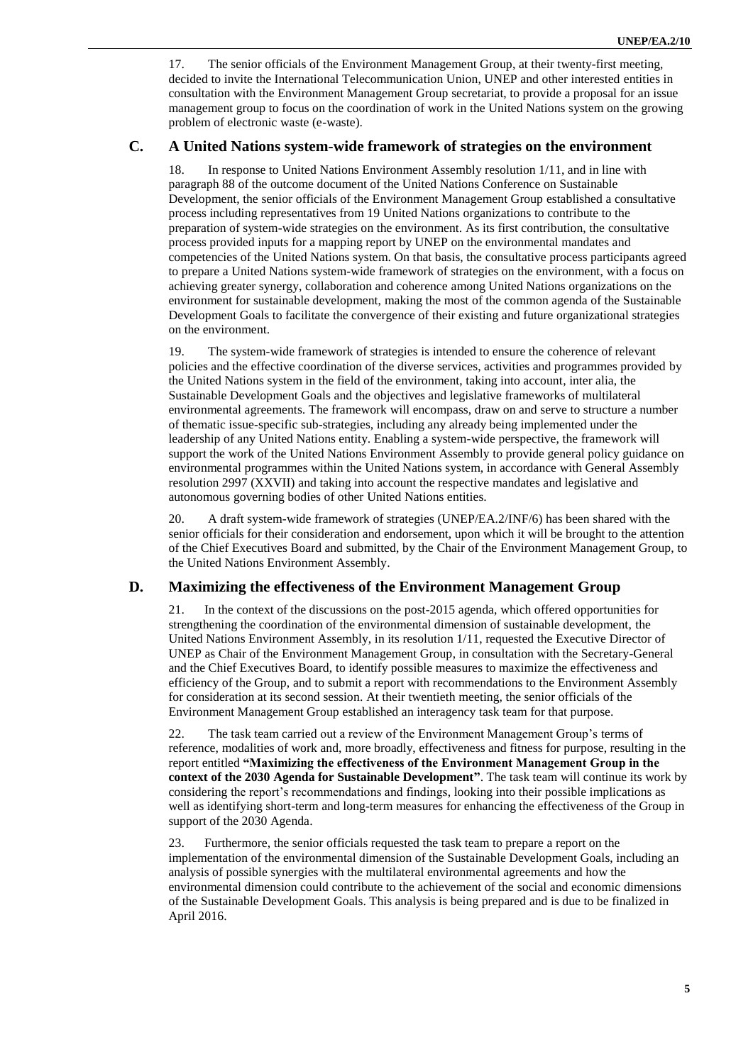17. The senior officials of the Environment Management Group, at their twenty-first meeting, decided to invite the International Telecommunication Union, UNEP and other interested entities in consultation with the Environment Management Group secretariat, to provide a proposal for an issue management group to focus on the coordination of work in the United Nations system on the growing problem of electronic waste (e-waste).

## C. A United Nations system-wide framework of strategies on the environment

18. In response to United Nations Environment Assembly resolution 1/11, and in line with paragraph 88 of the outcome document of the United Nations Conference on Sustainable Development, the senior officials of the Environment Management Group established a consultative process including representatives from 19 United Nations organizations to contribute to the preparation of system-wide strategies on the environment. As its first contribution, the consultative process provided inputs for a mapping report by UNEP on the environmental mandates and competencies of the United Nations system. On that basis, the consultative process participants agreed to prepare a United Nations system-wide framework of strategies on the environment, with a focus on achieving greater synergy, collaboration and coherence among United Nations organizations on the environment for sustainable development, making the most of the common agenda of the Sustainable Development Goals to facilitate the convergence of their existing and future organizational strategies on the environment.

19. The system-wide framework of strategies is intended to ensure the coherence of relevant policies and the effective coordination of the diverse services, activities and programmes provided by the United Nations system in the field of the environment, taking into account, inter alia, the Sustainable Development Goals and the objectives and legislative frameworks of multilateral environmental agreements. The framework will encompass, draw on and serve to structure a number of thematic issue-specific sub-strategies, including any already being implemented under the leadership of any United Nations entity. Enabling a system-wide perspective, the framework will support the work of the United Nations Environment Assembly to provide general policy guidance on environmental programmes within the United Nations system, in accordance with General Assembly resolution 2997 (XXVII) and taking into account the respective mandates and legislative and autonomous governing bodies of other United Nations entities.

20. A draft system-wide framework of strategies (UNEP/EA.2/INF/6) has been shared with the senior officials for their consideration and endorsement, upon which it will be brought to the attention of the Chief Executives Board and submitted, by the Chair of the Environment Management Group, to the United Nations Environment Assembly.

## D. Maximizing the effectiveness of the Environment Management Group

21. In the context of the discussions on the post-2015 agenda, which offered opportunities for strengthening the coordination of the environmental dimension of sustainable development, the United Nations Environment Assembly, in its resolution 1/11, requested the Executive Director of UNEP as Chair of the Environment Management Group, in consultation with the Secretary-General and the Chief Executives Board, to identify possible measures to maximize the effectiveness and efficiency of the Group, and to submit a report with recommendations to the Environment Assembly for consideration at its second session. At their twentieth meeting, the senior officials of the Environment Management Group established an interagency task team for that purpose.

22. The task team carried out a review of the Environment Management Group's terms of reference, modalities of work and, more broadly, effectiveness and fitness for purpose, resulting in the report entitled **"Maximizing the effectiveness of the Environment Management Group in the context of the 2030 Agenda for Sustainable Development"**. The task team will continue its work by considering the report's recommendations and findings, looking into their possible implications as well as identifying short-term and long-term measures for enhancing the effectiveness of the Group in support of the 2030 Agenda.

23. Furthermore, the senior officials requested the task team to prepare a report on the implementation of the environmental dimension of the Sustainable Development Goals, including an analysis of possible synergies with the multilateral environmental agreements and how the environmental dimension could contribute to the achievement of the social and economic dimensions of the Sustainable Development Goals. This analysis is being prepared and is due to be finalized in April 2016.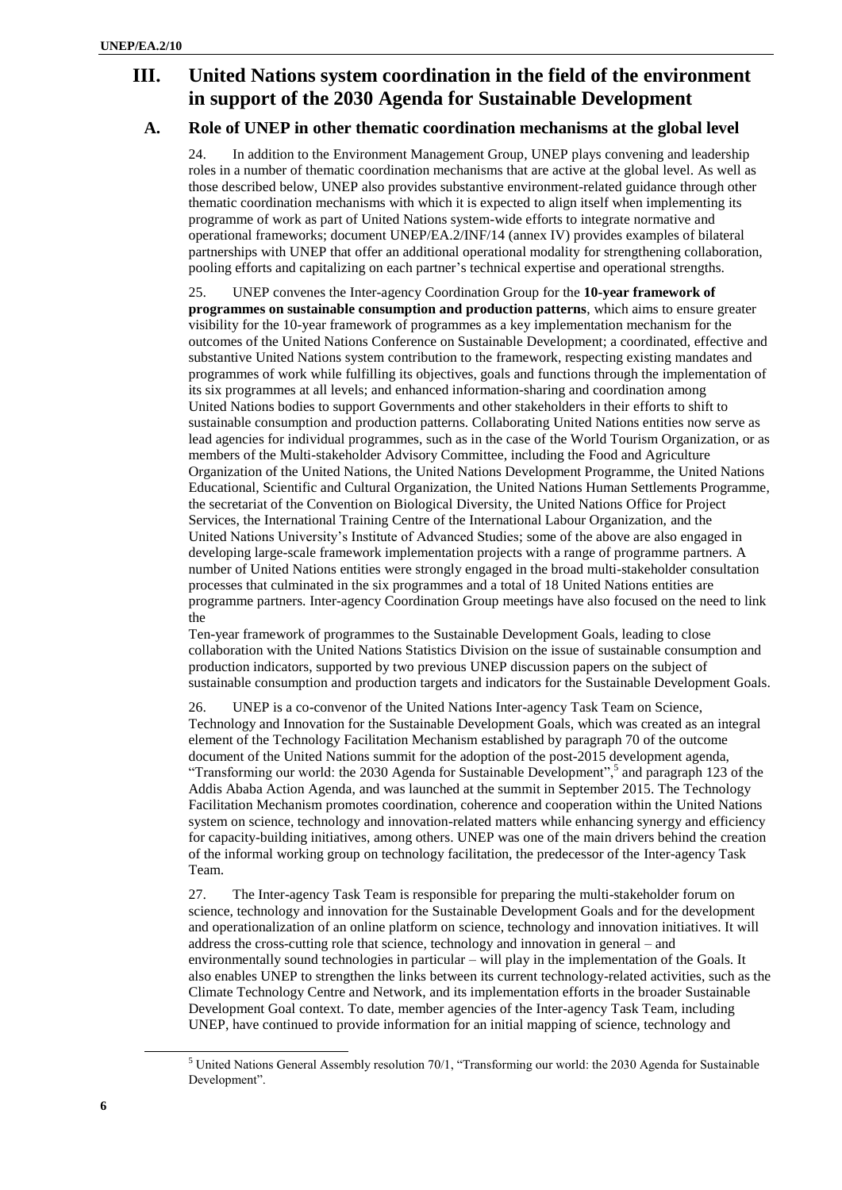# III. United Nations system coordination in the field of the environment in support of the 2030 Agenda for Sustainable Development

## A. Role of UNEP in other thematic coordination mechanisms at the global level

24. In addition to the Environment Management Group, UNEP plays convening and leadership roles in a number of thematic coordination mechanisms that are active at the global level. As well as those described below, UNEP also provides substantive environment-related guidance through other thematic coordination mechanisms with which it is expected to align itself when implementing its programme of work as part of United Nations system-wide efforts to integrate normative and operational frameworks; document UNEP/EA.2/INF/14 (annex IV) provides examples of bilateral partnerships with UNEP that offer an additional operational modality for strengthening collaboration, pooling efforts and capitalizing on each partner's technical expertise and operational strengths.

25. UNEP convenes the Inter-agency Coordination Group for the **10-year framework of programmes on sustainable consumption and production patterns**, which aims to ensure greater visibility for the 10-year framework of programmes as a key implementation mechanism for the outcomes of the United Nations Conference on Sustainable Development; a coordinated, effective and substantive United Nations system contribution to the framework, respecting existing mandates and programmes of work while fulfilling its objectives, goals and functions through the implementation of its six programmes at all levels; and enhanced information-sharing and coordination among United Nations bodies to support Governments and other stakeholders in their efforts to shift to sustainable consumption and production patterns. Collaborating United Nations entities now serve as lead agencies for individual programmes, such as in the case of the World Tourism Organization, or as members of the Multi-stakeholder Advisory Committee, including the Food and Agriculture Organization of the United Nations, the United Nations Development Programme, the United Nations Educational, Scientific and Cultural Organization, the United Nations Human Settlements Programme, the secretariat of the Convention on Biological Diversity, the United Nations Office for Project Services, the International Training Centre of the International Labour Organization, and the United Nations University's Institute of Advanced Studies; some of the above are also engaged in developing large-scale framework implementation projects with a range of programme partners. A number of United Nations entities were strongly engaged in the broad multi-stakeholder consultation processes that culminated in the six programmes and a total of 18 United Nations entities are programme partners. Inter-agency Coordination Group meetings have also focused on the need to link the Ten-year framework of programmes to the Sustainable Development Goals, leading to close collaboration with the United Nations Statistics Division on the issue of sustainable consumption and production indicators, supported by two previous UNEP discussion papers on the subject of sustainable consumption and production targets and indicators for the Sustainable Development Goals.

26. UNEP is a co-convenor of the United Nations Inter-agency Task Team on Science, Technology and Innovation for the Sustainable Development Goals, which was created as an integral element of the Technology Facilitation Mechanism established by paragraph 70 of the outcome document of the United Nations summit for the adoption of the post-2015 development agenda, "Transforming our world: the 2030 Agenda for Sustainable Development",[5] and paragraph 123 of the Addis Ababa Action Agenda, and was launched at the summit in September 2015. The Technology Facilitation Mechanism promotes coordination, coherence and cooperation within the United Nations system on science, technology and innovation-related matters while enhancing synergy and efficiency for capacity-building initiatives, among others. UNEP was one of the main drivers behind the creation of the informal working group on technology facilitation, the predecessor of the Inter-agency Task Team.

27. The Inter-agency Task Team is responsible for preparing the multi-stakeholder forum on science, technology and innovation for the Sustainable Development Goals and for the development and operationalization of an online platform on science, technology and innovation initiatives. It will address the cross-cutting role that science, technology and innovation in general – and environmentally sound technologies in particular – will play in the implementation of the Goals. It also enables UNEP to strengthen the links between its current technology-related activities, such as the Climate Technology Centre and Network, and its implementation efforts in the broader Sustainable Development Goal context. To date, member agencies of the Inter-agency Task Team, including UNEP, have continued to provide information for an initial mapping of science, technology and

[5] United Nations General Assembly resolution 70/1, "Transforming our world: the 2030 Agenda for Sustainable Development".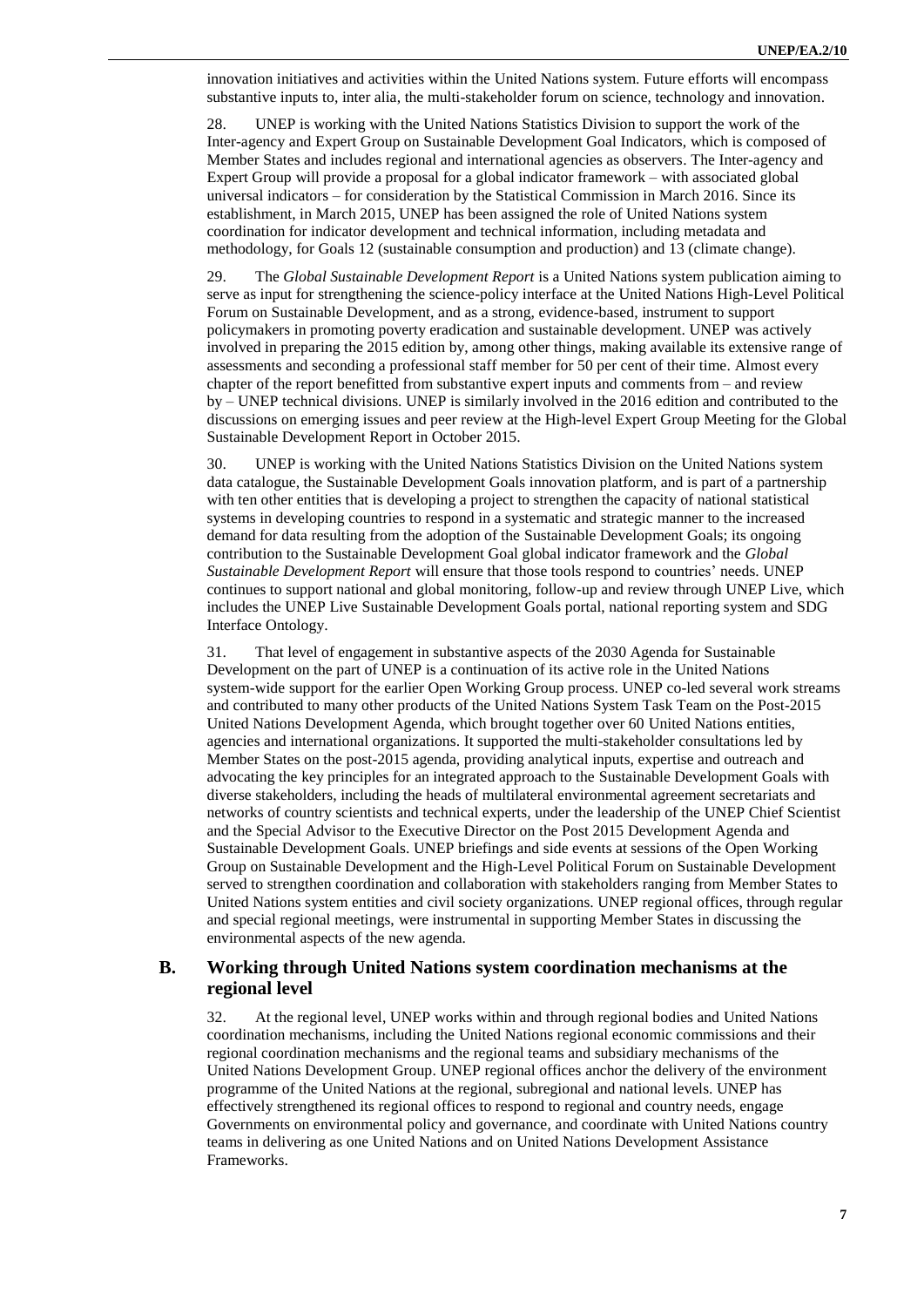innovation initiatives and activities within the United Nations system. Future efforts will encompass substantive inputs to, inter alia, the multi-stakeholder forum on science, technology and innovation.

28. UNEP is working with the United Nations Statistics Division to support the work of the Inter-agency and Expert Group on Sustainable Development Goal Indicators, which is composed of Member States and includes regional and international agencies as observers. The Inter-agency and Expert Group will provide a proposal for a global indicator framework – with associated global universal indicators – for consideration by the Statistical Commission in March 2016. Since its establishment, in March 2015, UNEP has been assigned the role of United Nations system coordination for indicator development and technical information, including metadata and methodology, for Goals 12 (sustainable consumption and production) and 13 (climate change).

29. The *Global Sustainable Development Report* is a United Nations system publication aiming to serve as input for strengthening the science-policy interface at the United Nations High-Level Political Forum on Sustainable Development, and as a strong, evidence-based, instrument to support policymakers in promoting poverty eradication and sustainable development. UNEP was actively involved in preparing the 2015 edition by, among other things, making available its extensive range of assessments and seconding a professional staff member for 50 per cent of their time. Almost every chapter of the report benefitted from substantive expert inputs and comments from – and review by – UNEP technical divisions. UNEP is similarly involved in the 2016 edition and contributed to the discussions on emerging issues and peer review at the High-level Expert Group Meeting for the Global Sustainable Development Report in October 2015.

30. UNEP is working with the United Nations Statistics Division on the United Nations system data catalogue, the Sustainable Development Goals innovation platform, and is part of a partnership with ten other entities that is developing a project to strengthen the capacity of national statistical systems in developing countries to respond in a systematic and strategic manner to the increased demand for data resulting from the adoption of the Sustainable Development Goals; its ongoing contribution to the Sustainable Development Goal global indicator framework and the *Global Sustainable Development Report* will ensure that those tools respond to countries' needs. UNEP continues to support national and global monitoring, follow-up and review through UNEP Live, which includes the UNEP Live Sustainable Development Goals portal, national reporting system and SDG Interface Ontology.

31. That level of engagement in substantive aspects of the 2030 Agenda for Sustainable Development on the part of UNEP is a continuation of its active role in the United Nations system-wide support for the earlier Open Working Group process. UNEP co-led several work streams and contributed to many other products of the United Nations System Task Team on the Post-2015 United Nations Development Agenda, which brought together over 60 United Nations entities, agencies and international organizations. It supported the multi-stakeholder consultations led by Member States on the post-2015 agenda, providing analytical inputs, expertise and outreach and advocating the key principles for an integrated approach to the Sustainable Development Goals with diverse stakeholders, including the heads of multilateral environmental agreement secretariats and networks of country scientists and technical experts, under the leadership of the UNEP Chief Scientist and the Special Advisor to the Executive Director on the Post 2015 Development Agenda and Sustainable Development Goals. UNEP briefings and side events at sessions of the Open Working Group on Sustainable Development and the High-Level Political Forum on Sustainable Development served to strengthen coordination and collaboration with stakeholders ranging from Member States to United Nations system entities and civil society organizations. UNEP regional offices, through regular and special regional meetings, were instrumental in supporting Member States in discussing the environmental aspects of the new agenda.

## B. Working through United Nations system coordination mechanisms at the regional level

32. At the regional level, UNEP works within and through regional bodies and United Nations coordination mechanisms, including the United Nations regional economic commissions and their regional coordination mechanisms and the regional teams and subsidiary mechanisms of the United Nations Development Group. UNEP regional offices anchor the delivery of the environment programme of the United Nations at the regional, subregional and national levels. UNEP has effectively strengthened its regional offices to respond to regional and country needs, engage Governments on environmental policy and governance, and coordinate with United Nations country teams in delivering as one United Nations and on United Nations Development Assistance Frameworks.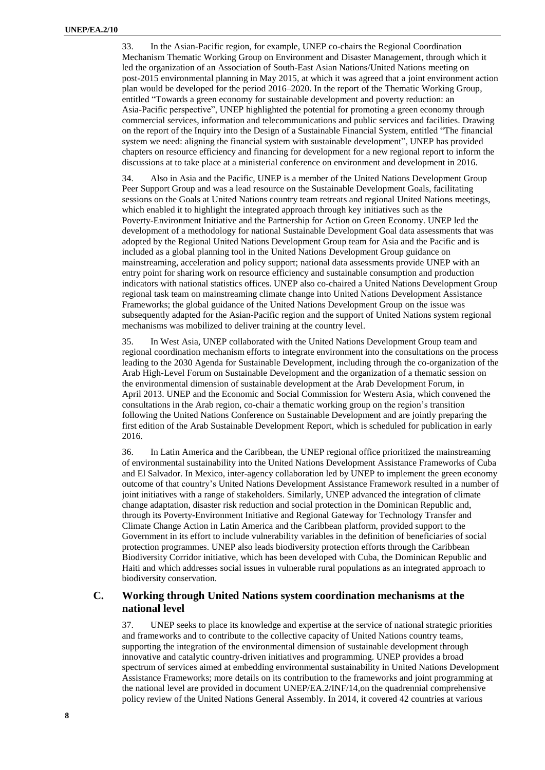33. In the Asian-Pacific region, for example, UNEP co-chairs the Regional Coordination Mechanism Thematic Working Group on Environment and Disaster Management, through which it led the organization of an Association of South-East Asian Nations/United Nations meeting on post-2015 environmental planning in May 2015, at which it was agreed that a joint environment action plan would be developed for the period 2016–2020. In the report of the Thematic Working Group, entitled "Towards a green economy for sustainable development and poverty reduction: an Asia-Pacific perspective", UNEP highlighted the potential for promoting a green economy through commercial services, information and telecommunications and public services and facilities. Drawing on the report of the Inquiry into the Design of a Sustainable Financial System, entitled "The financial system we need: aligning the financial system with sustainable development", UNEP has provided chapters on resource efficiency and financing for development for a new regional report to inform the discussions at to take place at a ministerial conference on environment and development in 2016.

34. Also in Asia and the Pacific, UNEP is a member of the United Nations Development Group Peer Support Group and was a lead resource on the Sustainable Development Goals, facilitating sessions on the Goals at United Nations country team retreats and regional United Nations meetings, which enabled it to highlight the integrated approach through key initiatives such as the Poverty-Environment Initiative and the Partnership for Action on Green Economy. UNEP led the development of a methodology for national Sustainable Development Goal data assessments that was adopted by the Regional United Nations Development Group team for Asia and the Pacific and is included as a global planning tool in the United Nations Development Group guidance on mainstreaming, acceleration and policy support; national data assessments provide UNEP with an entry point for sharing work on resource efficiency and sustainable consumption and production indicators with national statistics offices. UNEP also co-chaired a United Nations Development Group regional task team on mainstreaming climate change into United Nations Development Assistance Frameworks; the global guidance of the United Nations Development Group on the issue was subsequently adapted for the Asian-Pacific region and the support of United Nations system regional mechanisms was mobilized to deliver training at the country level.

35. In West Asia, UNEP collaborated with the United Nations Development Group team and regional coordination mechanism efforts to integrate environment into the consultations on the process leading to the 2030 Agenda for Sustainable Development, including through the co-organization of the Arab High-Level Forum on Sustainable Development and the organization of a thematic session on the environmental dimension of sustainable development at the Arab Development Forum, in April 2013. UNEP and the Economic and Social Commission for Western Asia, which convened the consultations in the Arab region, co-chair a thematic working group on the region's transition following the United Nations Conference on Sustainable Development and are jointly preparing the first edition of the Arab Sustainable Development Report, which is scheduled for publication in early 2016.

36. In Latin America and the Caribbean, the UNEP regional office prioritized the mainstreaming of environmental sustainability into the United Nations Development Assistance Frameworks of Cuba and El Salvador. In Mexico, inter-agency collaboration led by UNEP to implement the green economy outcome of that country's United Nations Development Assistance Framework resulted in a number of joint initiatives with a range of stakeholders. Similarly, UNEP advanced the integration of climate change adaptation, disaster risk reduction and social protection in the Dominican Republic and, through its Poverty-Environment Initiative and Regional Gateway for Technology Transfer and Climate Change Action in Latin America and the Caribbean platform, provided support to the Government in its effort to include vulnerability variables in the definition of beneficiaries of social protection programmes. UNEP also leads biodiversity protection efforts through the Caribbean Biodiversity Corridor initiative, which has been developed with Cuba, the Dominican Republic and Haiti and which addresses social issues in vulnerable rural populations as an integrated approach to biodiversity conservation.

## C. Working through United Nations system coordination mechanisms at the national level

37. UNEP seeks to place its knowledge and expertise at the service of national strategic priorities and frameworks and to contribute to the collective capacity of United Nations country teams, supporting the integration of the environmental dimension of sustainable development through innovative and catalytic country-driven initiatives and programming. UNEP provides a broad spectrum of services aimed at embedding environmental sustainability in United Nations Development Assistance Frameworks; more details on its contribution to the frameworks and joint programming at the national level are provided in document UNEP/EA.2/INF/14,on the quadrennial comprehensive policy review of the United Nations General Assembly. In 2014, it covered 42 countries at various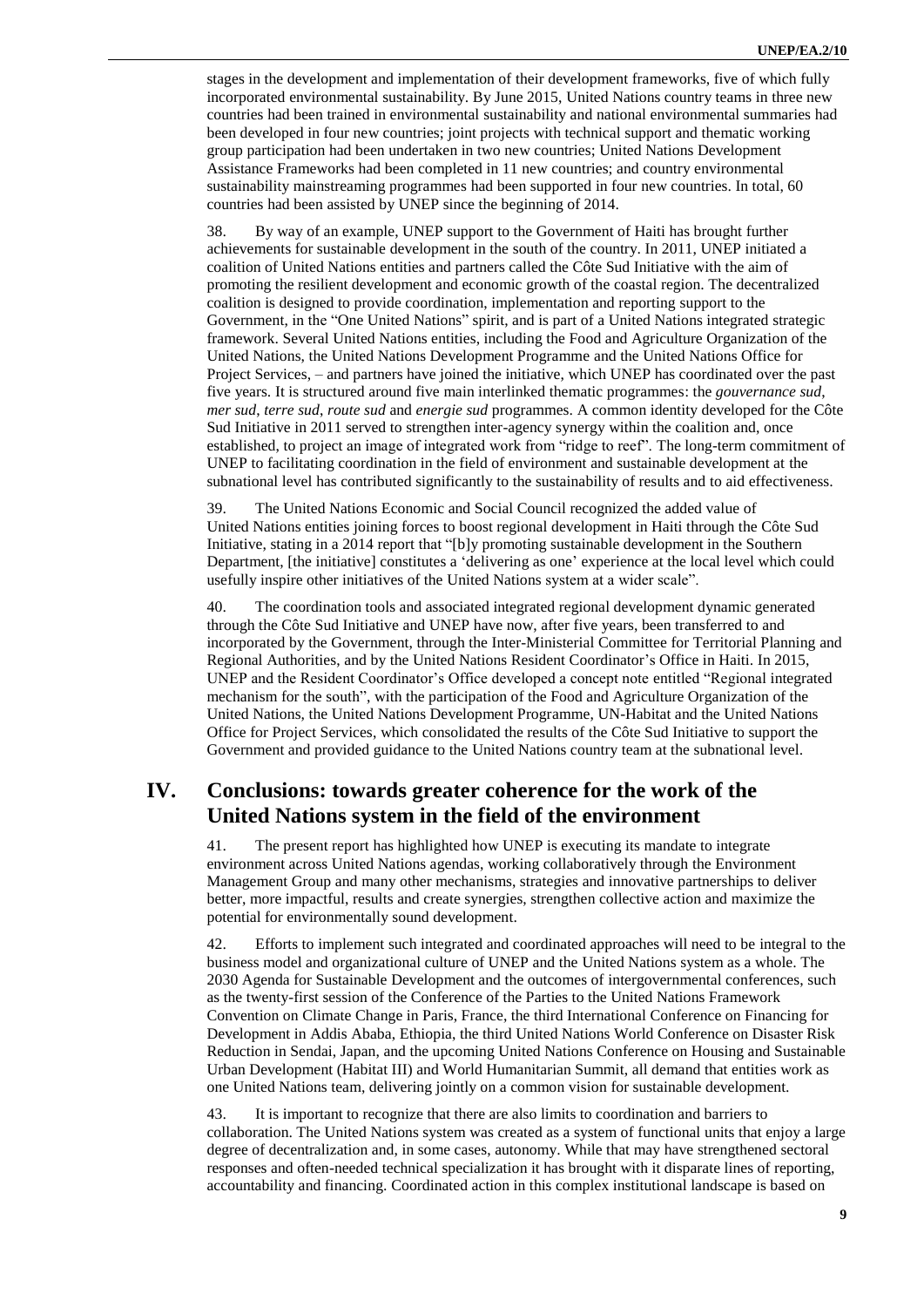stages in the development and implementation of their development frameworks, five of which fully incorporated environmental sustainability. By June 2015, United Nations country teams in three new countries had been trained in environmental sustainability and national environmental summaries had been developed in four new countries; joint projects with technical support and thematic working group participation had been undertaken in two new countries; United Nations Development Assistance Frameworks had been completed in 11 new countries; and country environmental sustainability mainstreaming programmes had been supported in four new countries. In total, 60 countries had been assisted by UNEP since the beginning of 2014.

38. By way of an example, UNEP support to the Government of Haiti has brought further achievements for sustainable development in the south of the country. In 2011, UNEP initiated a coalition of United Nations entities and partners called the Côte Sud Initiative with the aim of promoting the resilient development and economic growth of the coastal region. The decentralized coalition is designed to provide coordination, implementation and reporting support to the Government, in the "One United Nations" spirit, and is part of a United Nations integrated strategic framework. Several United Nations entities, including the Food and Agriculture Organization of the United Nations, the United Nations Development Programme and the United Nations Office for Project Services, – and partners have joined the initiative, which UNEP has coordinated over the past five years. It is structured around five main interlinked thematic programmes: the *gouvernance sud*, *mer sud*, *terre sud*, *route sud* and *energie sud* programmes. A common identity developed for the Côte Sud Initiative in 2011 served to strengthen inter-agency synergy within the coalition and, once established, to project an image of integrated work from "ridge to reef". The long-term commitment of UNEP to facilitating coordination in the field of environment and sustainable development at the subnational level has contributed significantly to the sustainability of results and to aid effectiveness.

39. The United Nations Economic and Social Council recognized the added value of United Nations entities joining forces to boost regional development in Haiti through the Côte Sud Initiative, stating in a 2014 report that "[b]y promoting sustainable development in the Southern Department, [the initiative] constitutes a 'delivering as one' experience at the local level which could usefully inspire other initiatives of the United Nations system at a wider scale".

40. The coordination tools and associated integrated regional development dynamic generated through the Côte Sud Initiative and UNEP have now, after five years, been transferred to and incorporated by the Government, through the Inter-Ministerial Committee for Territorial Planning and Regional Authorities, and by the United Nations Resident Coordinator's Office in Haiti. In 2015, UNEP and the Resident Coordinator's Office developed a concept note entitled "Regional integrated mechanism for the south", with the participation of the Food and Agriculture Organization of the United Nations, the United Nations Development Programme, UN-Habitat and the United Nations Office for Project Services, which consolidated the results of the Côte Sud Initiative to support the Government and provided guidance to the United Nations country team at the subnational level.

## IV. Conclusions: towards greater coherence for the work of the United Nations system in the field of the environment

41. The present report has highlighted how UNEP is executing its mandate to integrate environment across United Nations agendas, working collaboratively through the Environment Management Group and many other mechanisms, strategies and innovative partnerships to deliver better, more impactful, results and create synergies, strengthen collective action and maximize the potential for environmentally sound development.

42. Efforts to implement such integrated and coordinated approaches will need to be integral to the business model and organizational culture of UNEP and the United Nations system as a whole. The 2030 Agenda for Sustainable Development and the outcomes of intergovernmental conferences, such as the twenty-first session of the Conference of the Parties to the United Nations Framework Convention on Climate Change in Paris, France, the third International Conference on Financing for Development in Addis Ababa, Ethiopia, the third United Nations World Conference on Disaster Risk Reduction in Sendai, Japan, and the upcoming United Nations Conference on Housing and Sustainable Urban Development (Habitat III) and World Humanitarian Summit, all demand that entities work as one United Nations team, delivering jointly on a common vision for sustainable development.

43. It is important to recognize that there are also limits to coordination and barriers to collaboration. The United Nations system was created as a system of functional units that enjoy a large degree of decentralization and, in some cases, autonomy. While that may have strengthened sectoral responses and often-needed technical specialization it has brought with it disparate lines of reporting, accountability and financing. Coordinated action in this complex institutional landscape is based on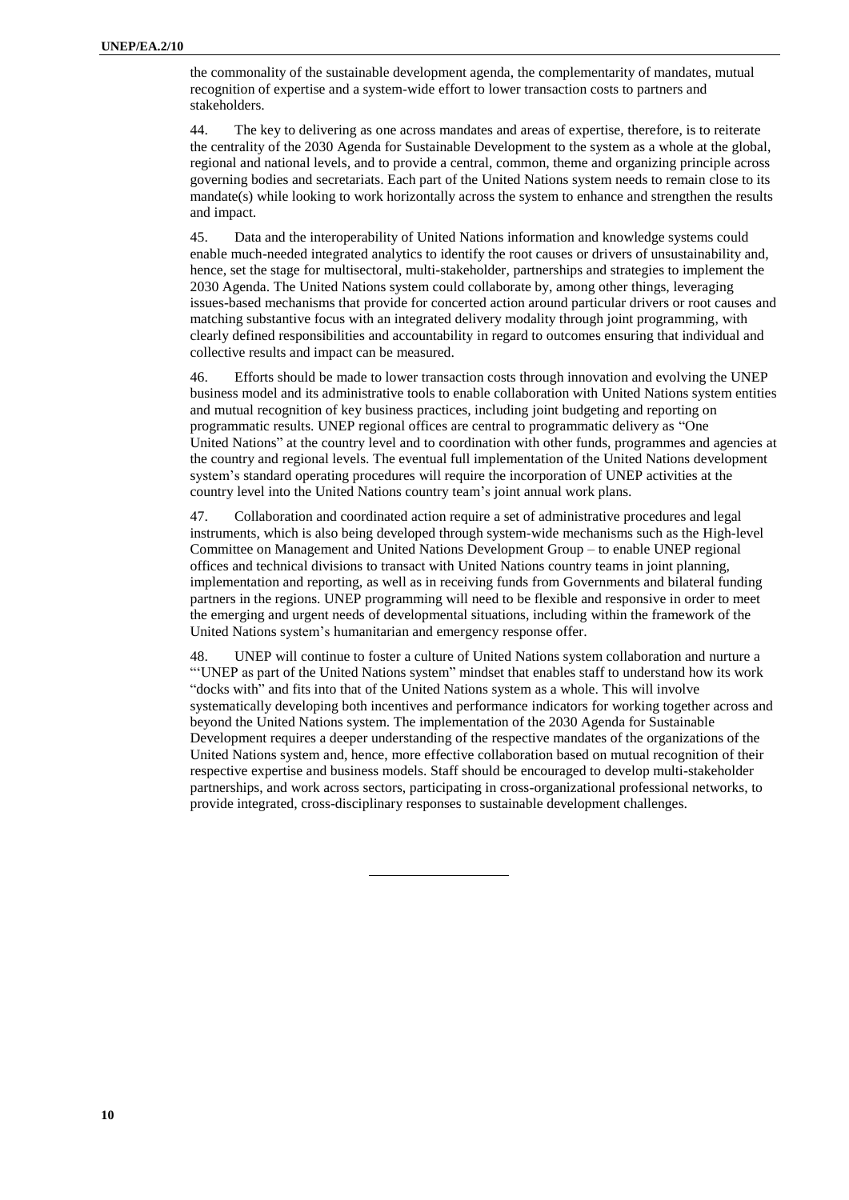the commonality of the sustainable development agenda, the complementarity of mandates, mutual recognition of expertise and a system-wide effort to lower transaction costs to partners and stakeholders.

44. The key to delivering as one across mandates and areas of expertise, therefore, is to reiterate the centrality of the 2030 Agenda for Sustainable Development to the system as a whole at the global, regional and national levels, and to provide a central, common, theme and organizing principle across governing bodies and secretariats. Each part of the United Nations system needs to remain close to its mandate(s) while looking to work horizontally across the system to enhance and strengthen the results and impact.

45. Data and the interoperability of United Nations information and knowledge systems could enable much-needed integrated analytics to identify the root causes or drivers of unsustainability and, hence, set the stage for multisectoral, multi-stakeholder, partnerships and strategies to implement the 2030 Agenda. The United Nations system could collaborate by, among other things, leveraging issues-based mechanisms that provide for concerted action around particular drivers or root causes and matching substantive focus with an integrated delivery modality through joint programming, with clearly defined responsibilities and accountability in regard to outcomes ensuring that individual and collective results and impact can be measured.

46. Efforts should be made to lower transaction costs through innovation and evolving the UNEP business model and its administrative tools to enable collaboration with United Nations system entities and mutual recognition of key business practices, including joint budgeting and reporting on programmatic results. UNEP regional offices are central to programmatic delivery as "One United Nations" at the country level and to coordination with other funds, programmes and agencies at the country and regional levels. The eventual full implementation of the United Nations development system's standard operating procedures will require the incorporation of UNEP activities at the country level into the United Nations country team's joint annual work plans.

47. Collaboration and coordinated action require a set of administrative procedures and legal instruments, which is also being developed through system-wide mechanisms such as the High-level Committee on Management and United Nations Development Group – to enable UNEP regional offices and technical divisions to transact with United Nations country teams in joint planning, implementation and reporting, as well as in receiving funds from Governments and bilateral funding partners in the regions. UNEP programming will need to be flexible and responsive in order to meet the emerging and urgent needs of developmental situations, including within the framework of the United Nations system's humanitarian and emergency response offer.

48. UNEP will continue to foster a culture of United Nations system collaboration and nurture a "'UNEP as part of the United Nations system" mindset that enables staff to understand how its work "docks with" and fits into that of the United Nations system as a whole. This will involve systematically developing both incentives and performance indicators for working together across and beyond the United Nations system. The implementation of the 2030 Agenda for Sustainable Development requires a deeper understanding of the respective mandates of the organizations of the United Nations system and, hence, more effective collaboration based on mutual recognition of their respective expertise and business models. Staff should be encouraged to develop multi-stakeholder partnerships, and work across sectors, participating in cross-organizational professional networks, to provide integrated, cross-disciplinary responses to sustainable development challenges.

---